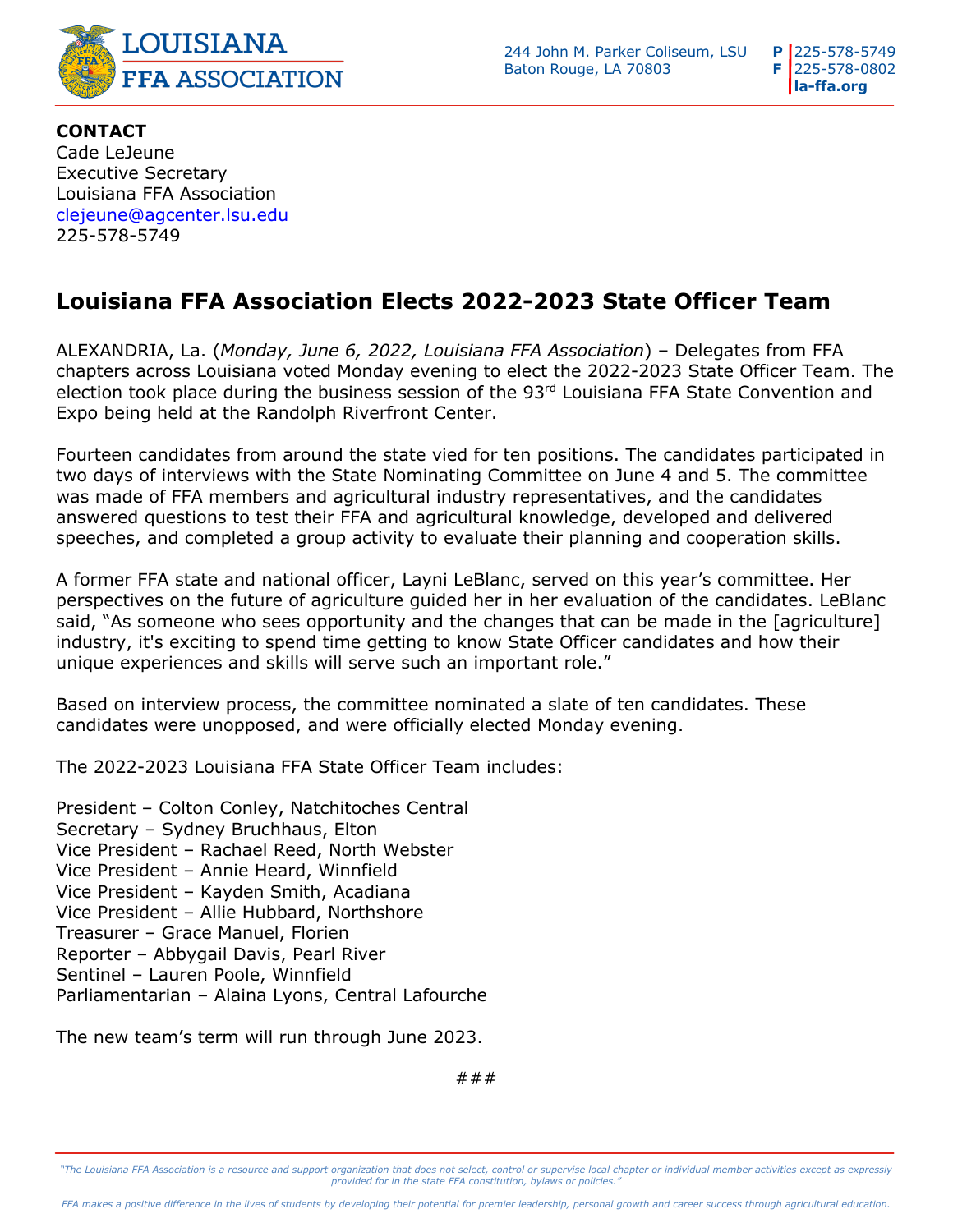LOUISIANA FFA ASSOCIATION

244 John M. Parker Coliseum, LSU
Baton Rouge, LA 70803

**P** 225-578-5749
**F** 225-578-0802
**la-ffa.org**

**CONTACT**
Cade LeJeune
Executive Secretary
Louisiana FFA Association
clejeune@agcenter.lsu.edu
225-578-5749

# Louisiana FFA Association Elects 2022-2023 State Officer Team

ALEXANDRIA, La. (*Monday, June 6, 2022, Louisiana FFA Association*) – Delegates from FFA chapters across Louisiana voted Monday evening to elect the 2022-2023 State Officer Team. The election took place during the business session of the 93rd Louisiana FFA State Convention and Expo being held at the Randolph Riverfront Center.

Fourteen candidates from around the state vied for ten positions. The candidates participated in two days of interviews with the State Nominating Committee on June 4 and 5. The committee was made of FFA members and agricultural industry representatives, and the candidates answered questions to test their FFA and agricultural knowledge, developed and delivered speeches, and completed a group activity to evaluate their planning and cooperation skills.

A former FFA state and national officer, Layni LeBlanc, served on this year's committee. Her perspectives on the future of agriculture guided her in her evaluation of the candidates. LeBlanc said, "As someone who sees opportunity and the changes that can be made in the [agriculture] industry, it's exciting to spend time getting to know State Officer candidates and how their unique experiences and skills will serve such an important role."

Based on interview process, the committee nominated a slate of ten candidates. These candidates were unopposed, and were officially elected Monday evening.

The 2022-2023 Louisiana FFA State Officer Team includes:

President – Colton Conley, Natchitoches Central
Secretary – Sydney Bruchhaus, Elton
Vice President – Rachael Reed, North Webster
Vice President – Annie Heard, Winnfield
Vice President – Kayden Smith, Acadiana
Vice President – Allie Hubbard, Northshore
Treasurer – Grace Manuel, Florien
Reporter – Abbygail Davis, Pearl River
Sentinel – Lauren Poole, Winnfield
Parliamentarian – Alaina Lyons, Central Lafourche

The new team's term will run through June 2023.

###

*"The Louisiana FFA Association is a resource and support organization that does not select, control or supervise local chapter or individual member activities except as expressly provided for in the state FFA constitution, bylaws or policies."*

*FFA makes a positive difference in the lives of students by developing their potential for premier leadership, personal growth and career success through agricultural education.*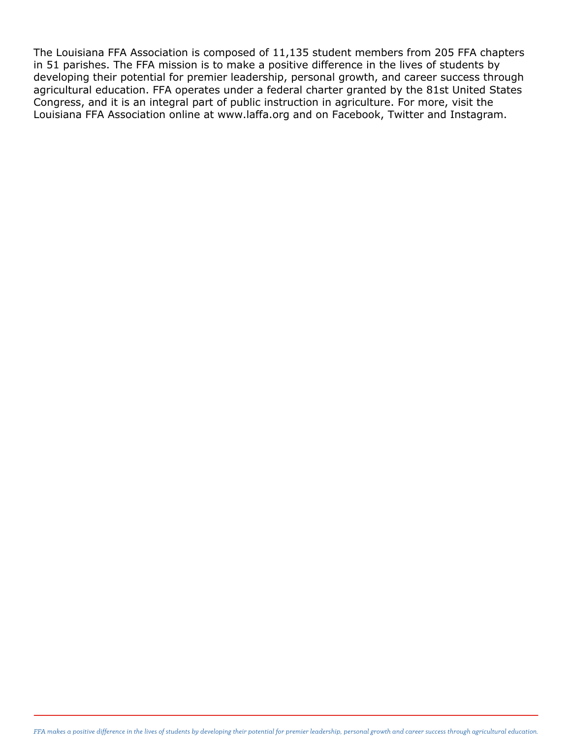The Louisiana FFA Association is composed of 11,135 student members from 205 FFA chapters in 51 parishes. The FFA mission is to make a positive difference in the lives of students by developing their potential for premier leadership, personal growth, and career success through agricultural education. FFA operates under a federal charter granted by the 81st United States Congress, and it is an integral part of public instruction in agriculture. For more, visit the Louisiana FFA Association online at www.laffa.org and on Facebook, Twitter and Instagram.